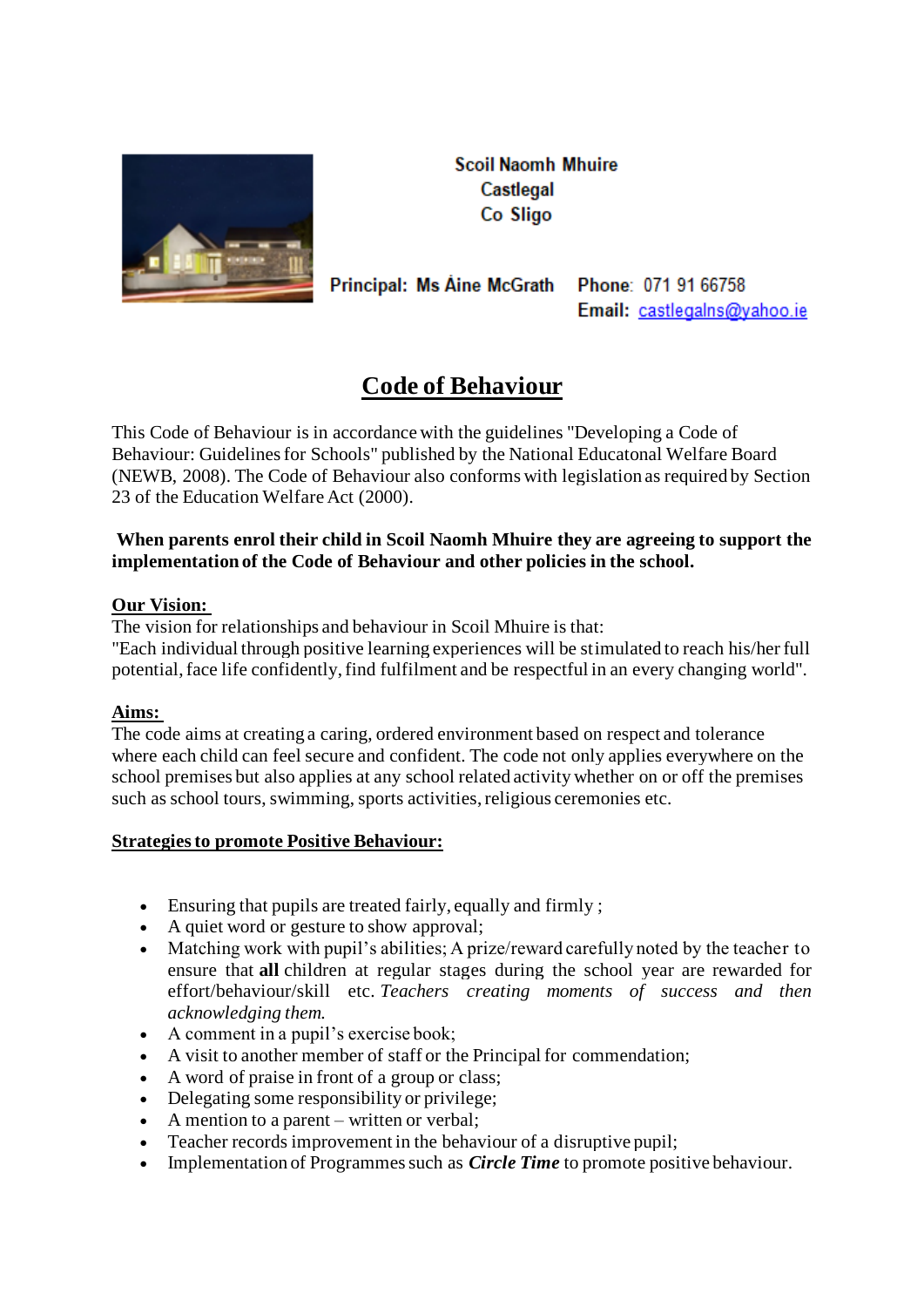Scoil Naomh Mhuire
Castlegal
Co Sligo

Principal: Ms Áine McGrath

Phone: 071 91 66758
Email: castlegalns@yahoo.ie

# Code of Behaviour

This Code of Behaviour is in accordance with the guidelines "Developing a Code of Behaviour: Guidelines for Schools" published by the National Educatonal Welfare Board (NEWB, 2008). The Code of Behaviour also conforms with legislation as required by Section 23 of the Education Welfare Act (2000).

**When parents enrol their child in Scoil Naomh Mhuire they are agreeing to support the implementation of the Code of Behaviour and other policies in the school.**

## Our Vision:

The vision for relationships and behaviour in Scoil Mhuire is that:
"Each individual through positive learning experiences will be stimulated to reach his/her full potential, face life confidently, find fulfilment and be respectful in an every changing world".

## Aims:

The code aims at creating a caring, ordered environment based on respect and tolerance where each child can feel secure and confident. The code not only applies everywhere on the school premises but also applies at any school related activity whether on or off the premises such as school tours, swimming, sports activities, religious ceremonies etc.

## Strategies to promote Positive Behaviour:

- Ensuring that pupils are treated fairly, equally and firmly ;
- A quiet word or gesture to show approval;
- Matching work with pupil's abilities; A prize/reward carefully noted by the teacher to ensure that **all** children at regular stages during the school year are rewarded for effort/behaviour/skill etc. *Teachers creating moments of success and then acknowledging them.*
- A comment in a pupil's exercise book;
- A visit to another member of staff or the Principal for commendation;
- A word of praise in front of a group or class;
- Delegating some responsibility or privilege;
- A mention to a parent – written or verbal;
- Teacher records improvement in the behaviour of a disruptive pupil;
- Implementation of Programmes such as ***Circle Time*** to promote positive behaviour.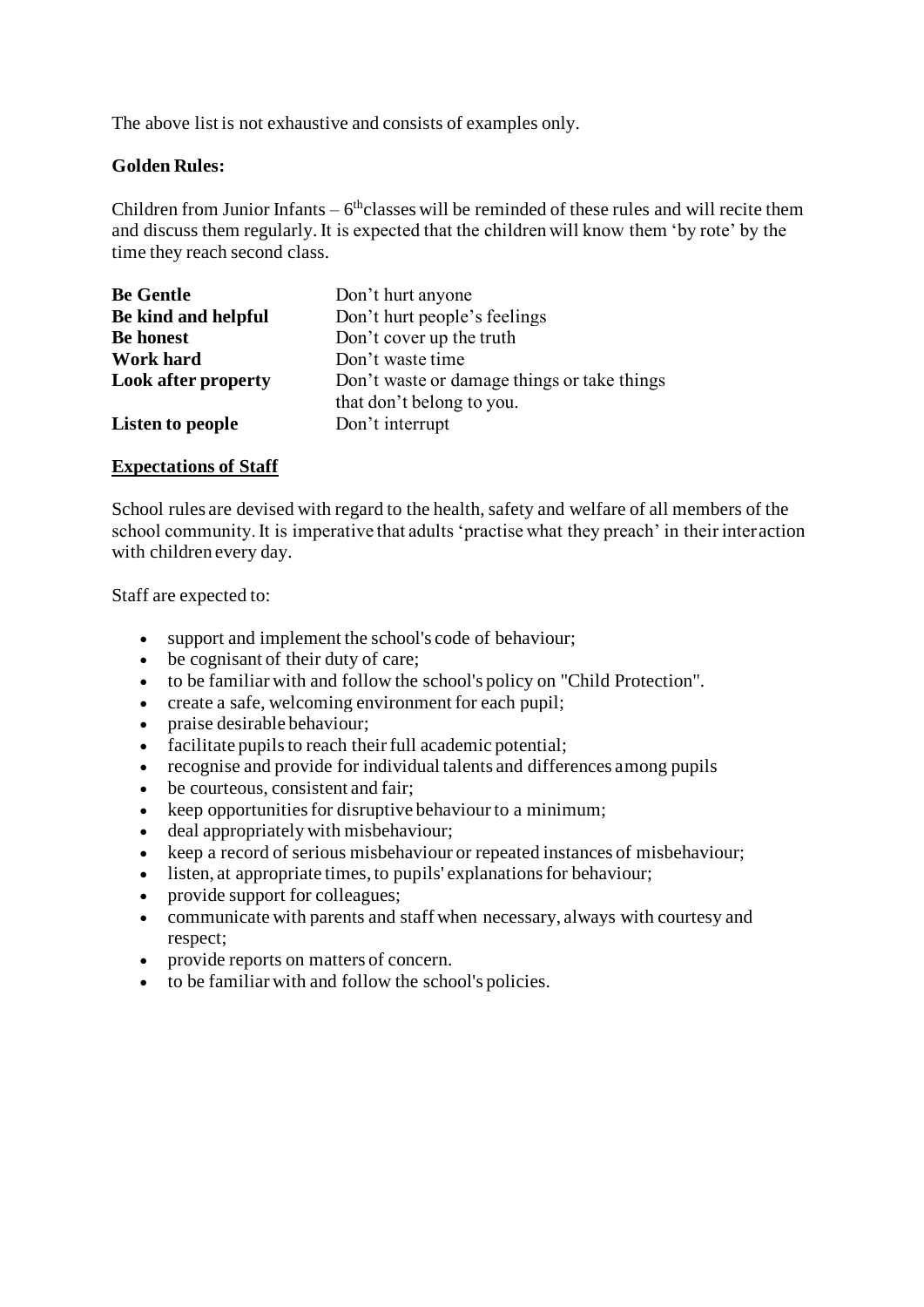The above list is not exhaustive and consists of examples only.

**Golden Rules:**

Children from Junior Infants – 6th classes will be reminded of these rules and will recite them and discuss them regularly. It is expected that the children will know them 'by rote' by the time they reach second class.

| | |
|---|---|
| **Be Gentle** | Don't hurt anyone |
| **Be kind and helpful** | Don't hurt people's feelings |
| **Be honest** | Don't cover up the truth |
| **Work hard** | Don't waste time |
| **Look after property** | Don't waste or damage things or take things that don't belong to you. |
| **Listen to people** | Don't interrupt |

## Expectations of Staff

School rules are devised with regard to the health, safety and welfare of all members of the school community. It is imperative that adults 'practise what they preach' in their interaction with children every day.

Staff are expected to:

- support and implement the school's code of behaviour;
- be cognisant of their duty of care;
- to be familiar with and follow the school's policy on "Child Protection".
- create a safe, welcoming environment for each pupil;
- praise desirable behaviour;
- facilitate pupils to reach their full academic potential;
- recognise and provide for individual talents and differences among pupils
- be courteous, consistent and fair;
- keep opportunities for disruptive behaviour to a minimum;
- deal appropriately with misbehaviour;
- keep a record of serious misbehaviour or repeated instances of misbehaviour;
- listen, at appropriate times, to pupils' explanations for behaviour;
- provide support for colleagues;
- communicate with parents and staff when necessary, always with courtesy and respect;
- provide reports on matters of concern.
- to be familiar with and follow the school's policies.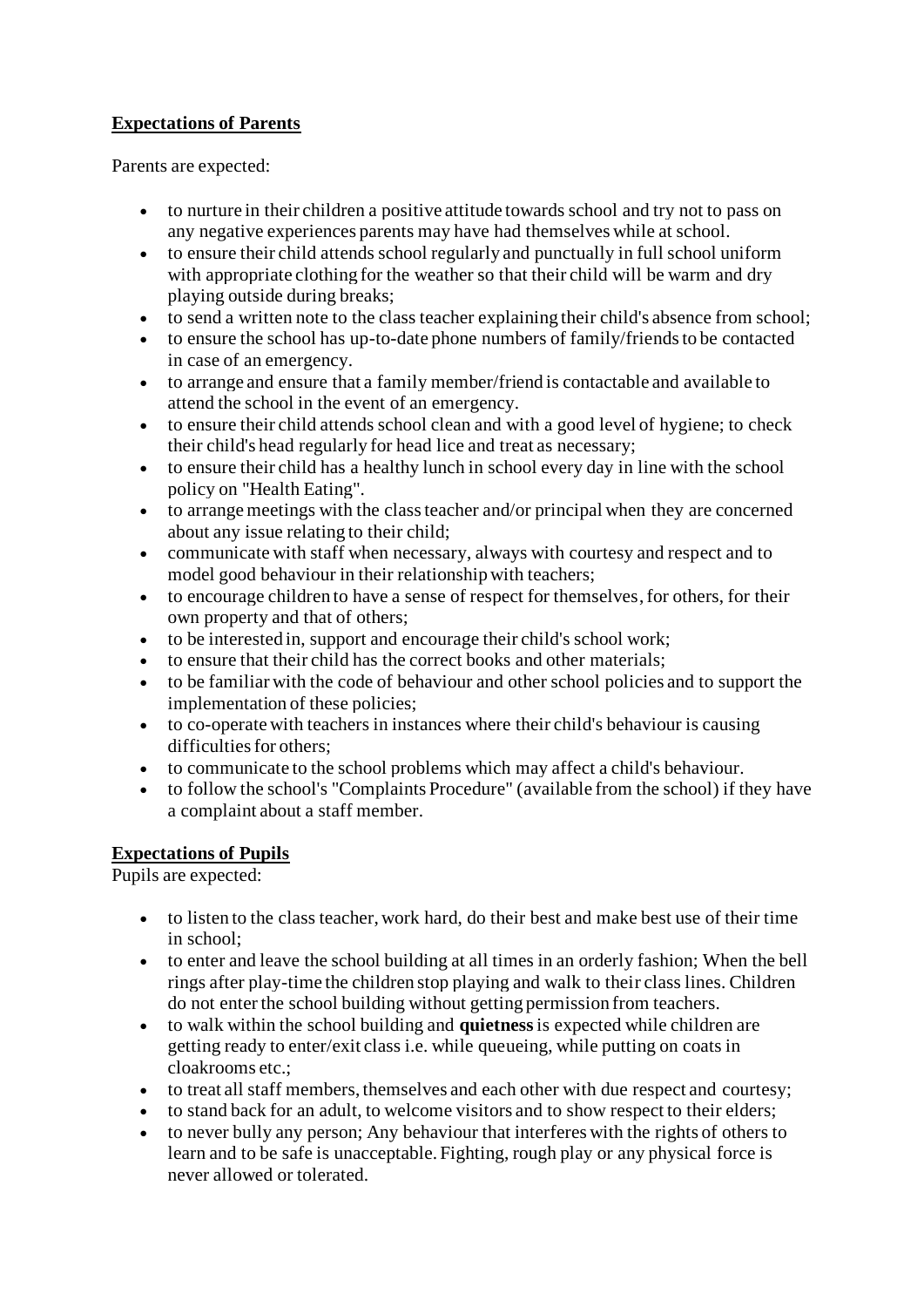**Expectations of Parents**

Parents are expected:

- to nurture in their children a positive attitude towards school and try not to pass on any negative experiences parents may have had themselves while at school.
- to ensure their child attends school regularly and punctually in full school uniform with appropriate clothing for the weather so that their child will be warm and dry playing outside during breaks;
- to send a written note to the class teacher explaining their child's absence from school;
- to ensure the school has up-to-date phone numbers of family/friends to be contacted in case of an emergency.
- to arrange and ensure that a family member/friend is contactable and available to attend the school in the event of an emergency.
- to ensure their child attends school clean and with a good level of hygiene; to check their child's head regularly for head lice and treat as necessary;
- to ensure their child has a healthy lunch in school every day in line with the school policy on "Health Eating".
- to arrange meetings with the class teacher and/or principal when they are concerned about any issue relating to their child;
- communicate with staff when necessary, always with courtesy and respect and to model good behaviour in their relationship with teachers;
- to encourage children to have a sense of respect for themselves, for others, for their own property and that of others;
- to be interested in, support and encourage their child's school work;
- to ensure that their child has the correct books and other materials;
- to be familiar with the code of behaviour and other school policies and to support the implementation of these policies;
- to co-operate with teachers in instances where their child's behaviour is causing difficulties for others;
- to communicate to the school problems which may affect a child's behaviour.
- to follow the school's "Complaints Procedure" (available from the school) if they have a complaint about a staff member.

**Expectations of Pupils**

Pupils are expected:

- to listen to the class teacher, work hard, do their best and make best use of their time in school;
- to enter and leave the school building at all times in an orderly fashion; When the bell rings after play-time the children stop playing and walk to their class lines. Children do not enter the school building without getting permission from teachers.
- to walk within the school building and **quietness** is expected while children are getting ready to enter/exit class i.e. while queueing, while putting on coats in cloakrooms etc.;
- to treat all staff members, themselves and each other with due respect and courtesy;
- to stand back for an adult, to welcome visitors and to show respect to their elders;
- to never bully any person; Any behaviour that interferes with the rights of others to learn and to be safe is unacceptable. Fighting, rough play or any physical force is never allowed or tolerated.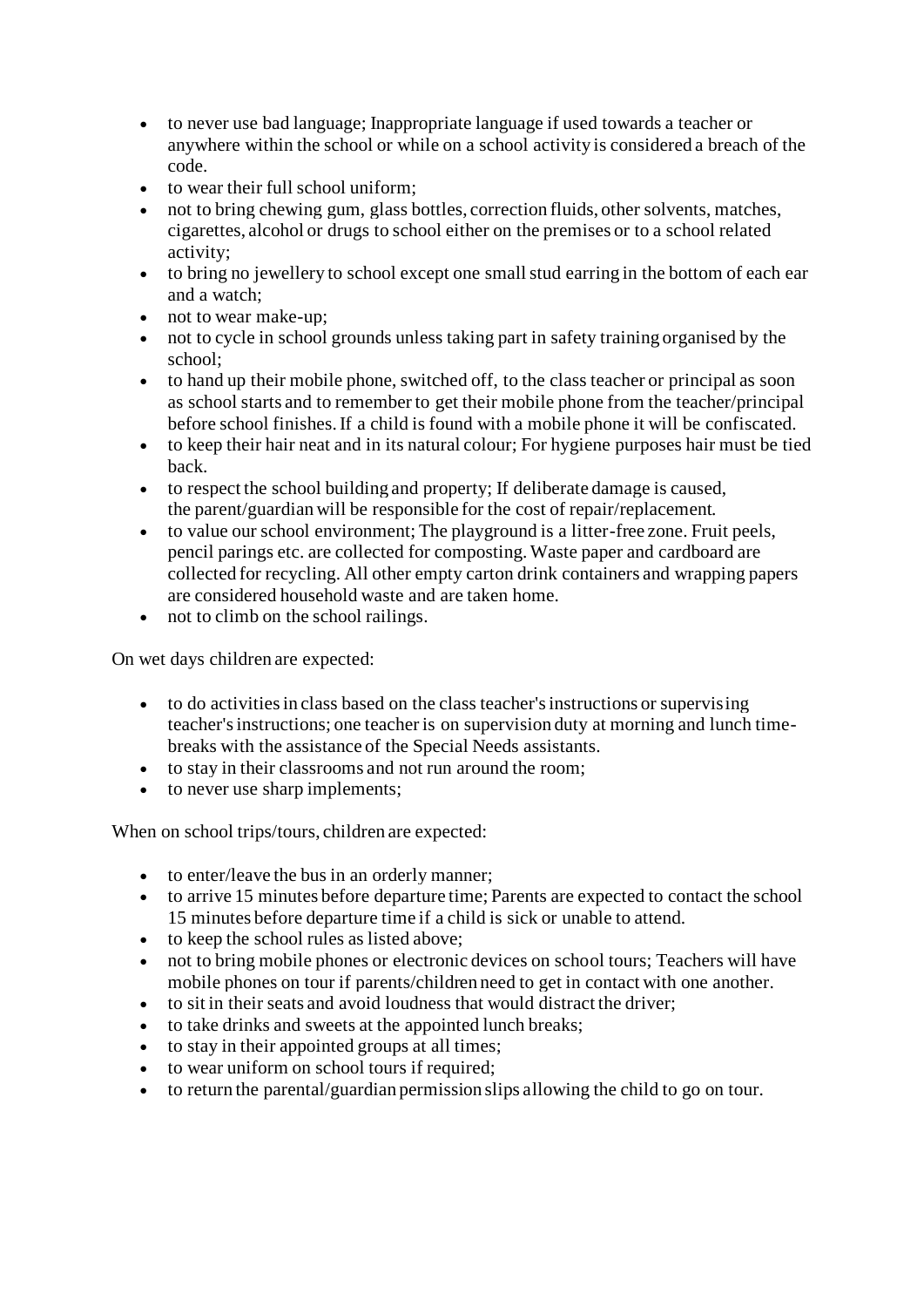- to never use bad language; Inappropriate language if used towards a teacher or anywhere within the school or while on a school activity is considered a breach of the code.
- to wear their full school uniform;
- not to bring chewing gum, glass bottles, correction fluids, other solvents, matches, cigarettes, alcohol or drugs to school either on the premises or to a school related activity;
- to bring no jewellery to school except one small stud earring in the bottom of each ear and a watch;
- not to wear make-up;
- not to cycle in school grounds unless taking part in safety training organised by the school;
- to hand up their mobile phone, switched off, to the class teacher or principal as soon as school starts and to remember to get their mobile phone from the teacher/principal before school finishes. If a child is found with a mobile phone it will be confiscated.
- to keep their hair neat and in its natural colour; For hygiene purposes hair must be tied back.
- to respect the school building and property; If deliberate damage is caused, the parent/guardian will be responsible for the cost of repair/replacement.
- to value our school environment; The playground is a litter-free zone. Fruit peels, pencil parings etc. are collected for composting. Waste paper and cardboard are collected for recycling. All other empty carton drink containers and wrapping papers are considered household waste and are taken home.
- not to climb on the school railings.

On wet days children are expected:

- to do activities in class based on the class teacher's instructions or supervising teacher's instructions; one teacher is on supervision duty at morning and lunch time-breaks with the assistance of the Special Needs assistants.
- to stay in their classrooms and not run around the room;
- to never use sharp implements;

When on school trips/tours, children are expected:

- to enter/leave the bus in an orderly manner;
- to arrive 15 minutes before departure time; Parents are expected to contact the school 15 minutes before departure time if a child is sick or unable to attend.
- to keep the school rules as listed above;
- not to bring mobile phones or electronic devices on school tours; Teachers will have mobile phones on tour if parents/children need to get in contact with one another.
- to sit in their seats and avoid loudness that would distract the driver;
- to take drinks and sweets at the appointed lunch breaks;
- to stay in their appointed groups at all times;
- to wear uniform on school tours if required;
- to return the parental/guardian permission slips allowing the child to go on tour.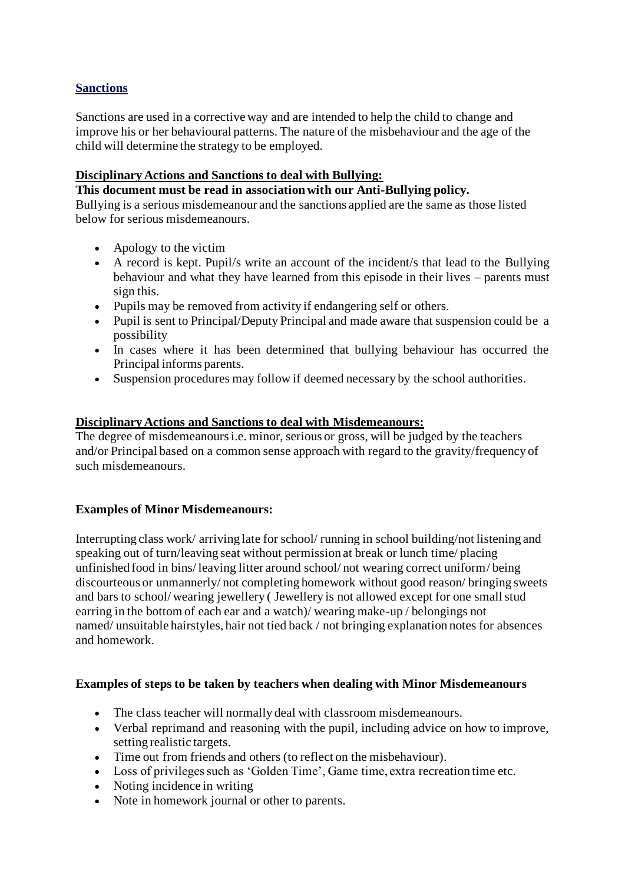## Sanctions

Sanctions are used in a corrective way and are intended to help the child to change and improve his or her behavioural patterns. The nature of the misbehaviour and the age of the child will determine the strategy to be employed.

**Disciplinary Actions and Sanctions to deal with Bullying:**

**This document must be read in association with our Anti-Bullying policy.**

Bullying is a serious misdemeanour and the sanctions applied are the same as those listed below for serious misdemeanours.

- Apology to the victim
- A record is kept. Pupil/s write an account of the incident/s that lead to the Bullying behaviour and what they have learned from this episode in their lives – parents must sign this.
- Pupils may be removed from activity if endangering self or others.
- Pupil is sent to Principal/Deputy Principal and made aware that suspension could be a possibility
- In cases where it has been determined that bullying behaviour has occurred the Principal informs parents.
- Suspension procedures may follow if deemed necessary by the school authorities.

**Disciplinary Actions and Sanctions to deal with Misdemeanours:**

The degree of misdemeanours i.e. minor, serious or gross, will be judged by the teachers and/or Principal based on a common sense approach with regard to the gravity/frequency of such misdemeanours.

**Examples of Minor Misdemeanours:**

Interrupting class work/ arriving late for school/ running in school building/not listening and speaking out of turn/leaving seat without permission at break or lunch time/ placing unfinished food in bins/ leaving litter around school/ not wearing correct uniform/ being discourteous or unmannerly/ not completing homework without good reason/ bringing sweets and bars to school/ wearing jewellery ( Jewellery is not allowed except for one small stud earring in the bottom of each ear and a watch)/ wearing make-up / belongings not named/ unsuitable hairstyles, hair not tied back / not bringing explanation notes for absences and homework.

**Examples of steps to be taken by teachers when dealing with Minor Misdemeanours**

- The class teacher will normally deal with classroom misdemeanours.
- Verbal reprimand and reasoning with the pupil, including advice on how to improve, setting realistic targets.
- Time out from friends and others (to reflect on the misbehaviour).
- Loss of privileges such as 'Golden Time', Game time, extra recreation time etc.
- Noting incidence in writing
- Note in homework journal or other to parents.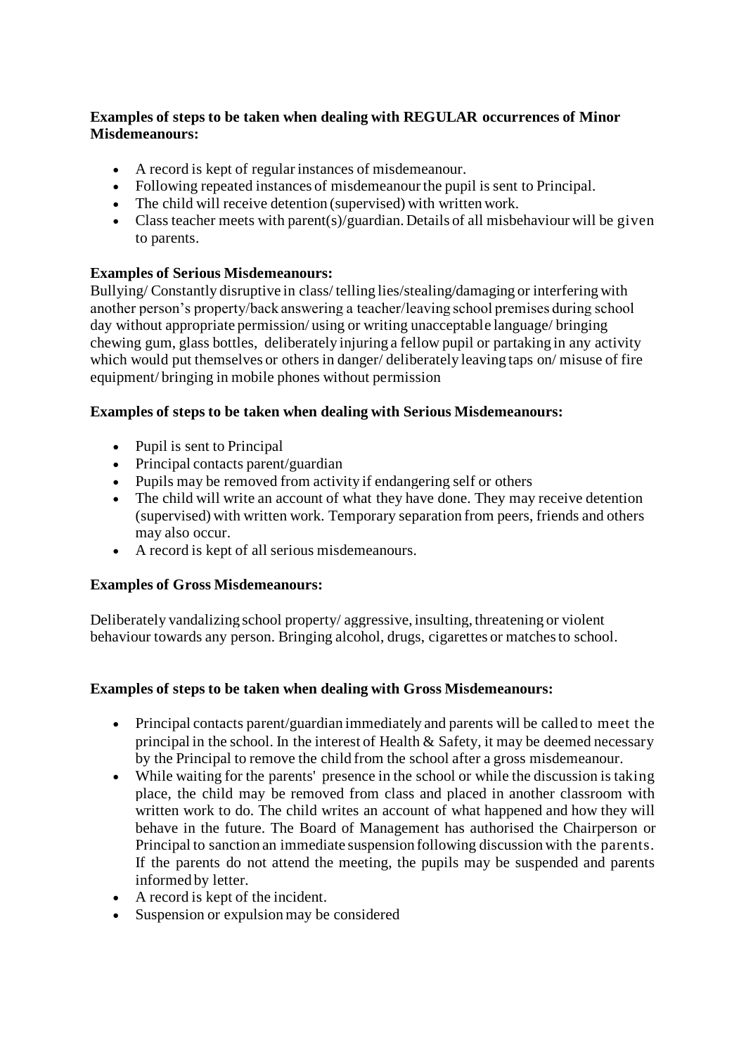**Examples of steps to be taken when dealing with REGULAR occurrences of Minor Misdemeanours:**

- A record is kept of regular instances of misdemeanour.
- Following repeated instances of misdemeanour the pupil is sent to Principal.
- The child will receive detention (supervised) with written work.
- Class teacher meets with parent(s)/guardian. Details of all misbehaviour will be given to parents.

**Examples of Serious Misdemeanours:**

Bullying/ Constantly disruptive in class/ telling lies/stealing/damaging or interfering with another person's property/back answering a teacher/leaving school premises during school day without appropriate permission/ using or writing unacceptable language/ bringing chewing gum, glass bottles, deliberately injuring a fellow pupil or partaking in any activity which would put themselves or others in danger/ deliberately leaving taps on/ misuse of fire equipment/ bringing in mobile phones without permission

**Examples of steps to be taken when dealing with Serious Misdemeanours:**

- Pupil is sent to Principal
- Principal contacts parent/guardian
- Pupils may be removed from activity if endangering self or others
- The child will write an account of what they have done. They may receive detention (supervised) with written work. Temporary separation from peers, friends and others may also occur.
- A record is kept of all serious misdemeanours.

**Examples of Gross Misdemeanours:**

Deliberately vandalizing school property/ aggressive, insulting, threatening or violent behaviour towards any person. Bringing alcohol, drugs, cigarettes or matches to school.

**Examples of steps to be taken when dealing with Gross Misdemeanours:**

- Principal contacts parent/guardian immediately and parents will be called to meet the principal in the school. In the interest of Health & Safety, it may be deemed necessary by the Principal to remove the child from the school after a gross misdemeanour.
- While waiting for the parents' presence in the school or while the discussion is taking place, the child may be removed from class and placed in another classroom with written work to do. The child writes an account of what happened and how they will behave in the future. The Board of Management has authorised the Chairperson or Principal to sanction an immediate suspension following discussion with the parents. If the parents do not attend the meeting, the pupils may be suspended and parents informed by letter.
- A record is kept of the incident.
- Suspension or expulsion may be considered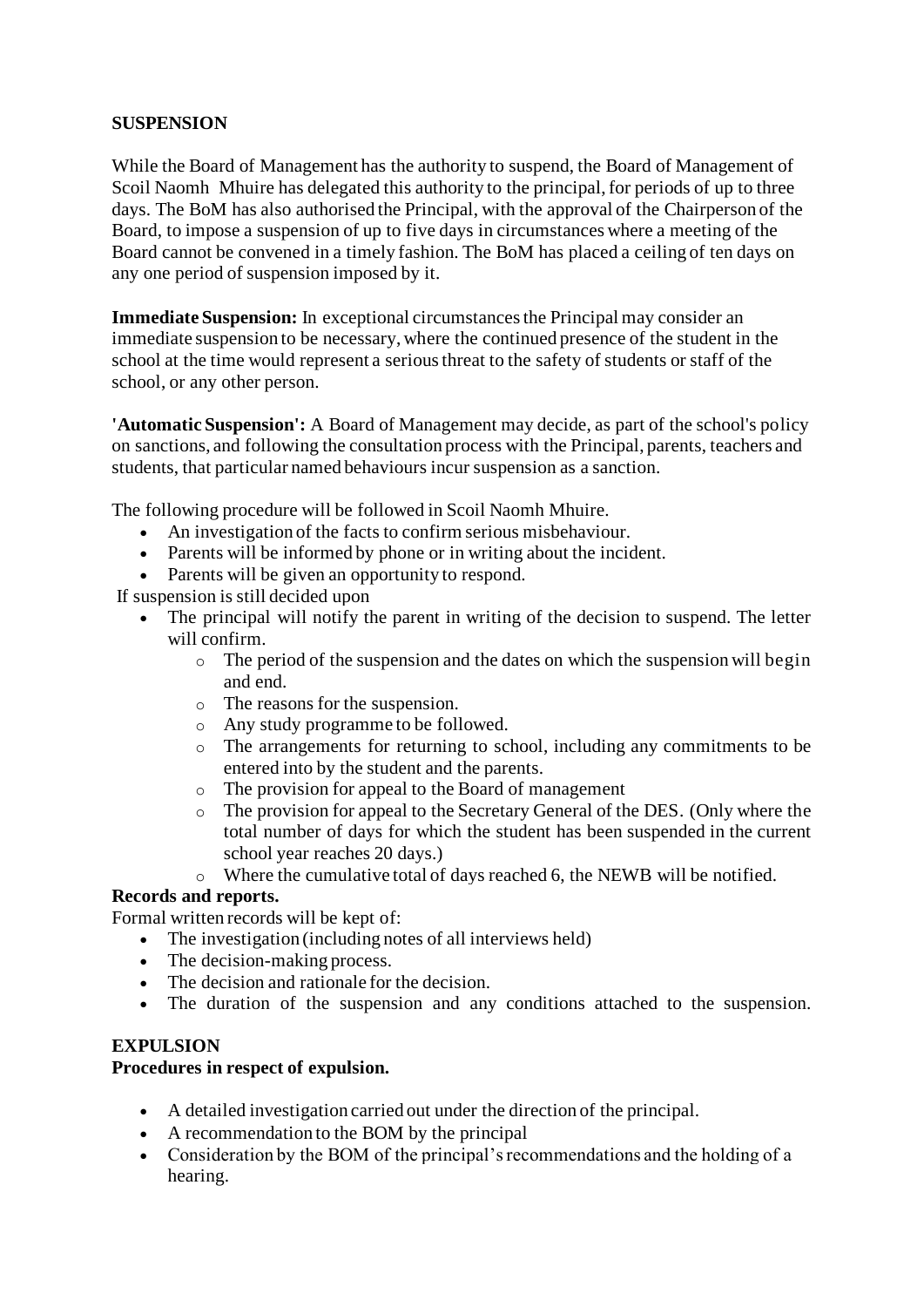**SUSPENSION**

While the Board of Management has the authority to suspend, the Board of Management of Scoil Naomh Mhuire has delegated this authority to the principal, for periods of up to three days. The BoM has also authorised the Principal, with the approval of the Chairperson of the Board, to impose a suspension of up to five days in circumstances where a meeting of the Board cannot be convened in a timely fashion. The BoM has placed a ceiling of ten days on any one period of suspension imposed by it.

**Immediate Suspension:** In exceptional circumstances the Principal may consider an immediate suspension to be necessary, where the continued presence of the student in the school at the time would represent a serious threat to the safety of students or staff of the school, or any other person.

**'Automatic Suspension':** A Board of Management may decide, as part of the school's policy on sanctions, and following the consultation process with the Principal, parents, teachers and students, that particular named behaviours incur suspension as a sanction.

The following procedure will be followed in Scoil Naomh Mhuire.

- An investigation of the facts to confirm serious misbehaviour.
- Parents will be informed by phone or in writing about the incident.
- Parents will be given an opportunity to respond.

If suspension is still decided upon

- The principal will notify the parent in writing of the decision to suspend. The letter will confirm.
    - The period of the suspension and the dates on which the suspension will begin and end.
    - The reasons for the suspension.
    - Any study programme to be followed.
    - The arrangements for returning to school, including any commitments to be entered into by the student and the parents.
    - The provision for appeal to the Board of management
    - The provision for appeal to the Secretary General of the DES. (Only where the total number of days for which the student has been suspended in the current school year reaches 20 days.)
    - Where the cumulative total of days reached 6, the NEWB will be notified.

**Records and reports.**

Formal written records will be kept of:

- The investigation (including notes of all interviews held)
- The decision-making process.
- The decision and rationale for the decision.
- The duration of the suspension and any conditions attached to the suspension.

**EXPULSION**

**Procedures in respect of expulsion.**

- A detailed investigation carried out under the direction of the principal.
- A recommendation to the BOM by the principal
- Consideration by the BOM of the principal's recommendations and the holding of a hearing.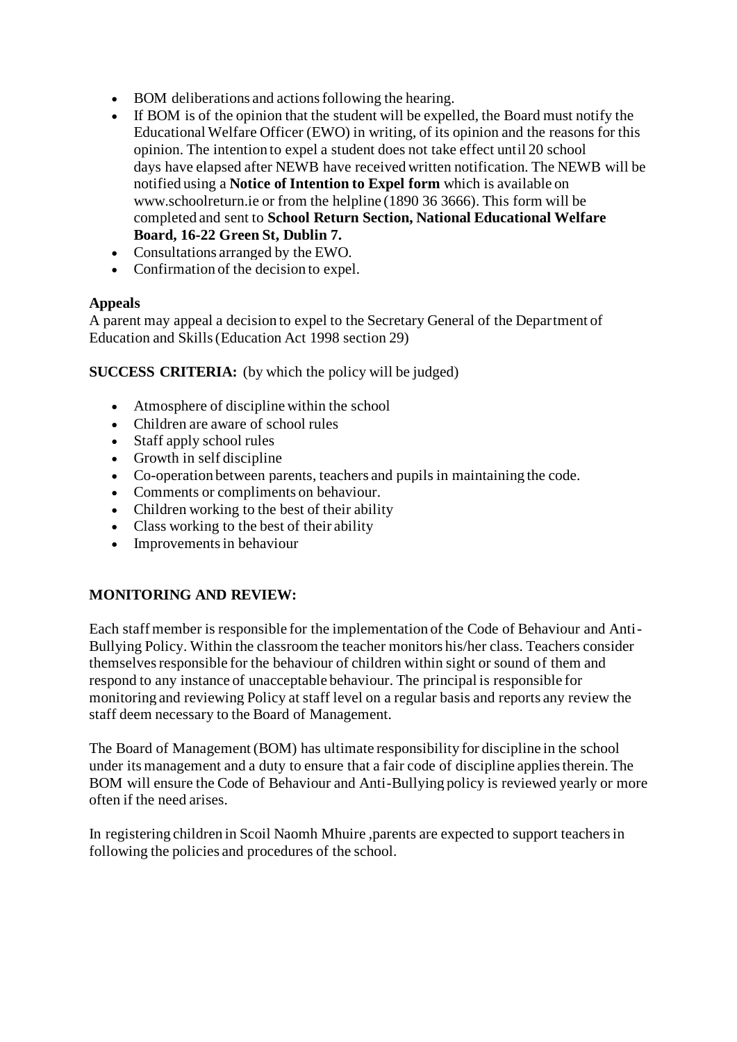- BOM deliberations and actions following the hearing.
- If BOM is of the opinion that the student will be expelled, the Board must notify the Educational Welfare Officer (EWO) in writing, of its opinion and the reasons for this opinion. The intention to expel a student does not take effect until 20 school days have elapsed after NEWB have received written notification. The NEWB will be notified using a **Notice of Intention to Expel form** which is available on www.schoolreturn.ie or from the helpline (1890 36 3666). This form will be completed and sent to **School Return Section, National Educational Welfare Board, 16-22 Green St, Dublin 7.**
- Consultations arranged by the EWO.
- Confirmation of the decision to expel.

**Appeals**

A parent may appeal a decision to expel to the Secretary General of the Department of Education and Skills (Education Act 1998 section 29)

**SUCCESS CRITERIA:** (by which the policy will be judged)

- Atmosphere of discipline within the school
- Children are aware of school rules
- Staff apply school rules
- Growth in self discipline
- Co-operation between parents, teachers and pupils in maintaining the code.
- Comments or compliments on behaviour.
- Children working to the best of their ability
- Class working to the best of their ability
- Improvements in behaviour

**MONITORING AND REVIEW:**

Each staff member is responsible for the implementation of the Code of Behaviour and Anti-Bullying Policy. Within the classroom the teacher monitors his/her class. Teachers consider themselves responsible for the behaviour of children within sight or sound of them and respond to any instance of unacceptable behaviour. The principal is responsible for monitoring and reviewing Policy at staff level on a regular basis and reports any review the staff deem necessary to the Board of Management.

The Board of Management (BOM) has ultimate responsibility for discipline in the school under its management and a duty to ensure that a fair code of discipline applies therein. The BOM will ensure the Code of Behaviour and Anti-Bullying policy is reviewed yearly or more often if the need arises.

In registering children in Scoil Naomh Mhuire ,parents are expected to support teachers in following the policies and procedures of the school.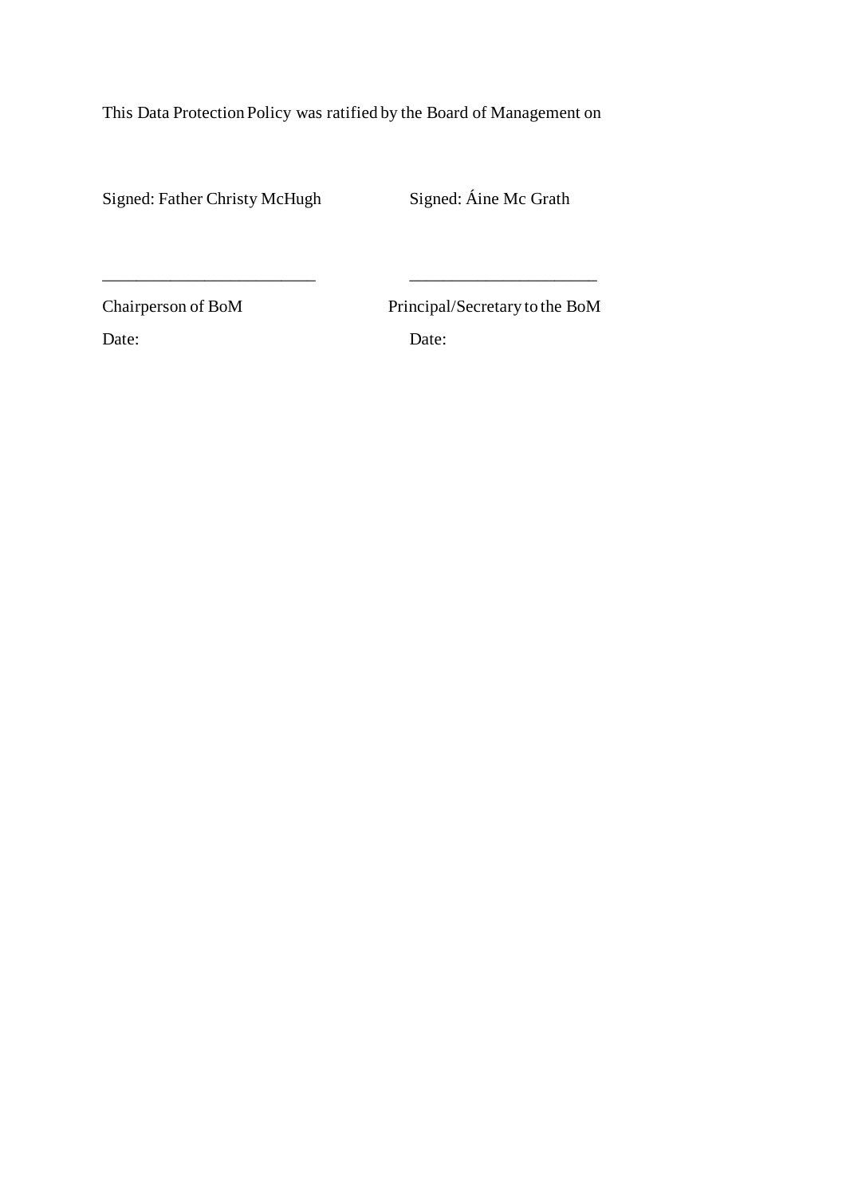This Data Protection Policy was ratified by the Board of Management on

| | |
|---|---|
| Signed: Father Christy McHugh | Signed: Áine Mc Grath |
| _________________________ | _____________________ |
| Chairperson of BoM | Principal/Secretary to the BoM |
| Date: | Date: |